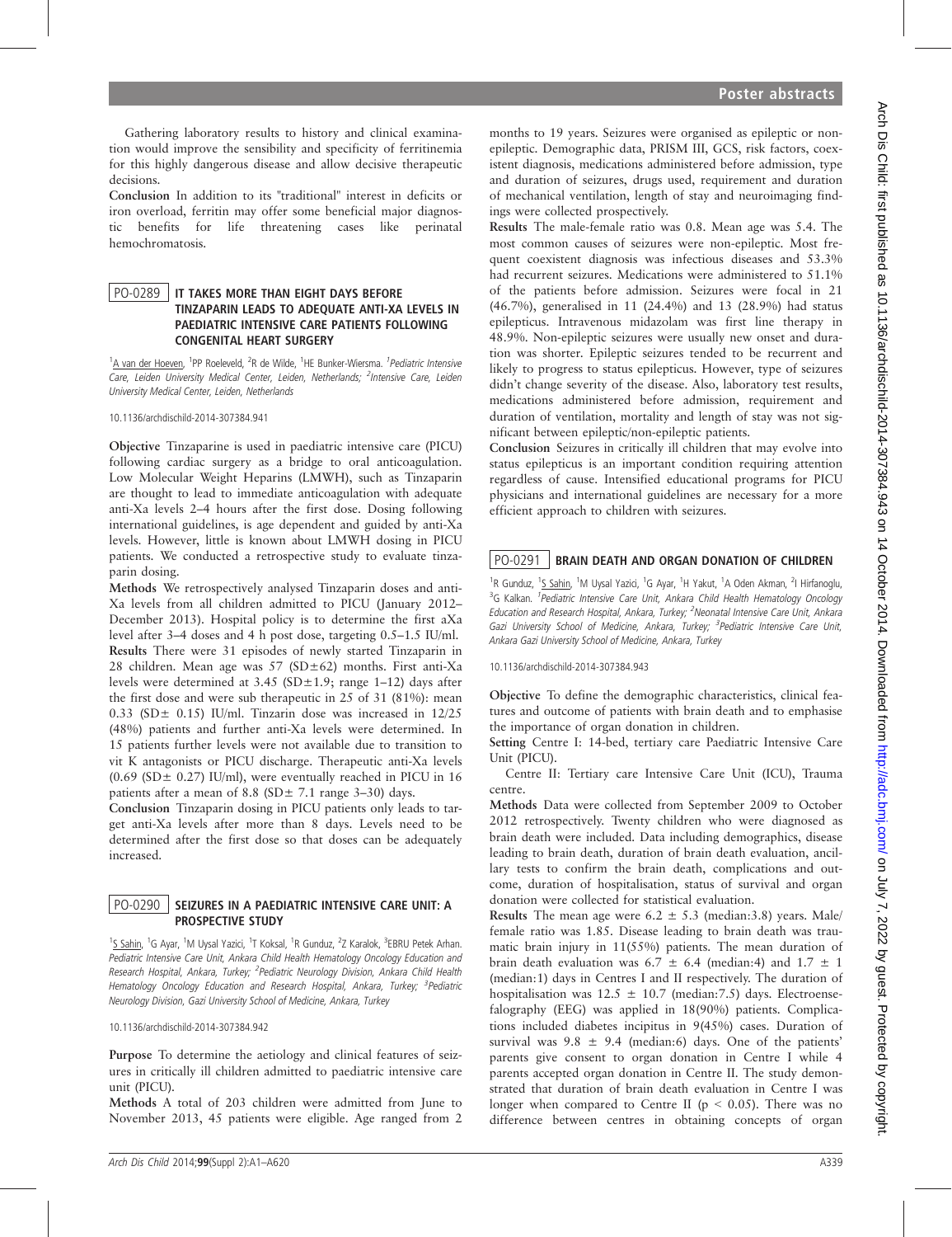Gathering laboratory results to history and clinical examination would improve the sensibility and specificity of ferritinemia for this highly dangerous disease and allow decisive therapeutic decisions.

**Conclusion** In addition to its "traditional" interest in deficits or iron overload, ferritin may offer some beneficial major diagnostic benefits for life threatening cases like perinatal hemochromatosis.

## PO-0289 IT TAKES MORE THAN EIGHT DAYS BEFORE TINZAPARIN LEADS TO ADEQUATE ANTI-XA LEVELS IN PAEDIATRIC INTENSIVE CARE PATIENTS FOLLOWING CONGENITAL HEART SURGERY

[1]A van der Hoeven, [1]PP Roeleveld, [2]R de Wilde, [1]HE Bunker-Wiersma. [1]*Pediatric Intensive Care, Leiden University Medical Center, Leiden, Netherlands;* [2]*Intensive Care, Leiden University Medical Center, Leiden, Netherlands*

10.1136/archdischild-2014-307384.941

**Objective** Tinzaparine is used in paediatric intensive care (PICU) following cardiac surgery as a bridge to oral anticoagulation. Low Molecular Weight Heparins (LMWH), such as Tinzaparin are thought to lead to immediate anticoagulation with adequate anti-Xa levels 2–4 hours after the first dose. Dosing following international guidelines, is age dependent and guided by anti-Xa levels. However, little is known about LMWH dosing in PICU patients. We conducted a retrospective study to evaluate tinzaparin dosing.

**Methods** We retrospectively analysed Tinzaparin doses and anti-Xa levels from all children admitted to PICU (January 2012–December 2013). Hospital policy is to determine the first aXa level after 3–4 doses and 4 h post dose, targeting 0.5–1.5 IU/ml.

**Results** There were 31 episodes of newly started Tinzaparin in 28 children. Mean age was 57 (SD±62) months. First anti-Xa levels were determined at 3.45 (SD±1.9; range 1–12) days after the first dose and were sub therapeutic in 25 of 31 (81%): mean 0.33 (SD± 0.15) IU/ml. Tinzarin dose was increased in 12/25 (48%) patients and further anti-Xa levels were determined. In 15 patients further levels were not available due to transition to vit K antagonists or PICU discharge. Therapeutic anti-Xa levels (0.69 (SD± 0.27) IU/ml), were eventually reached in PICU in 16 patients after a mean of 8.8 (SD± 7.1 range 3–30) days.

**Conclusion** Tinzaparin dosing in PICU patients only leads to target anti-Xa levels after more than 8 days. Levels need to be determined after the first dose so that doses can be adequately increased.

## PO-0290 SEIZURES IN A PAEDIATRIC INTENSIVE CARE UNIT: A PROSPECTIVE STUDY

[1]S Sahin, [1]G Ayar, [1]M Uysal Yazici, [1]T Koksal, [1]R Gunduz, [2]Z Karalok, [3]EBRU Petek Arhan. *Pediatric Intensive Care Unit, Ankara Child Health Hematology Oncology Education and Research Hospital, Ankara, Turkey;* [2]*Pediatric Neurology Division, Ankara Child Health Hematology Oncology Education and Research Hospital, Ankara, Turkey;* [3]*Pediatric Neurology Division, Gazi University School of Medicine, Ankara, Turkey*

10.1136/archdischild-2014-307384.942

**Purpose** To determine the aetiology and clinical features of seizures in critically ill children admitted to paediatric intensive care unit (PICU).

**Methods** A total of 203 children were admitted from June to November 2013, 45 patients were eligible. Age ranged from 2 months to 19 years. Seizures were organised as epileptic or non-epileptic. Demographic data, PRISM III, GCS, risk factors, coexistent diagnosis, medications administered before admission, type and duration of seizures, drugs used, requirement and duration of mechanical ventilation, length of stay and neuroimaging findings were collected prospectively.

**Results** The male-female ratio was 0.8. Mean age was 5.4. The most common causes of seizures were non-epileptic. Most frequent coexistent diagnosis was infectious diseases and 53.3% had recurrent seizures. Medications were administered to 51.1% of the patients before admission. Seizures were focal in 21 (46.7%), generalised in 11 (24.4%) and 13 (28.9%) had status epilepticus. Intravenous midazolam was first line therapy in 48.9%. Non-epileptic seizures were usually new onset and duration was shorter. Epileptic seizures tended to be recurrent and likely to progress to status epilepticus. However, type of seizures didn't change severity of the disease. Also, laboratory test results, medications administered before admission, requirement and duration of ventilation, mortality and length of stay was not significant between epileptic/non-epileptic patients.

**Conclusion** Seizures in critically ill children that may evolve into status epilepticus is an important condition requiring attention regardless of cause. Intensified educational programs for PICU physicians and international guidelines are necessary for a more efficient approach to children with seizures.

## PO-0291 BRAIN DEATH AND ORGAN DONATION OF CHILDREN

[1]R Gunduz, [1]S Sahin, [1]M Uysal Yazici, [1]G Ayar, [1]H Yakut, [1]A Oden Akman, [2]I Hirfanoglu, [3]G Kalkan. [1]*Pediatric Intensive Care Unit, Ankara Child Health Hematology Oncology Education and Research Hospital, Ankara, Turkey;* [2]*Neonatal Intensive Care Unit, Ankara Gazi University School of Medicine, Ankara, Turkey;* [3]*Pediatric Intensive Care Unit, Ankara Gazi University School of Medicine, Ankara, Turkey*

10.1136/archdischild-2014-307384.943

**Objective** To define the demographic characteristics, clinical features and outcome of patients with brain death and to emphasise the importance of organ donation in children.

**Setting** Centre I: 14-bed, tertiary care Paediatric Intensive Care Unit (PICU).

Centre II: Tertiary care Intensive Care Unit (ICU), Trauma centre.

**Methods** Data were collected from September 2009 to October 2012 retrospectively. Twenty children who were diagnosed as brain death were included. Data including demographics, disease leading to brain death, duration of brain death evaluation, ancillary tests to confirm the brain death, complications and outcome, duration of hospitalisation, status of survival and organ donation were collected for statistical evaluation.

**Results** The mean age were 6.2 ± 5.3 (median:3.8) years. Male/female ratio was 1.85. Disease leading to brain death was traumatic brain injury in 11(55%) patients. The mean duration of brain death evaluation was 6.7 ± 6.4 (median:4) and 1.7 ± 1 (median:1) days in Centres I and II respectively. The duration of hospitalisation was 12.5 ± 10.7 (median:7.5) days. Electroencefalography (EEG) was applied in 18(90%) patients. Complications included diabetes incipitus in 9(45%) cases. Duration of survival was 9.8 ± 9.4 (median:6) days. One of the patients' parents give consent to organ donation in Centre I while 4 parents accepted organ donation in Centre II. The study demonstrated that duration of brain death evaluation in Centre I was longer when compared to Centre II ($p < 0.05$). There was no difference between centres in obtaining concepts of organ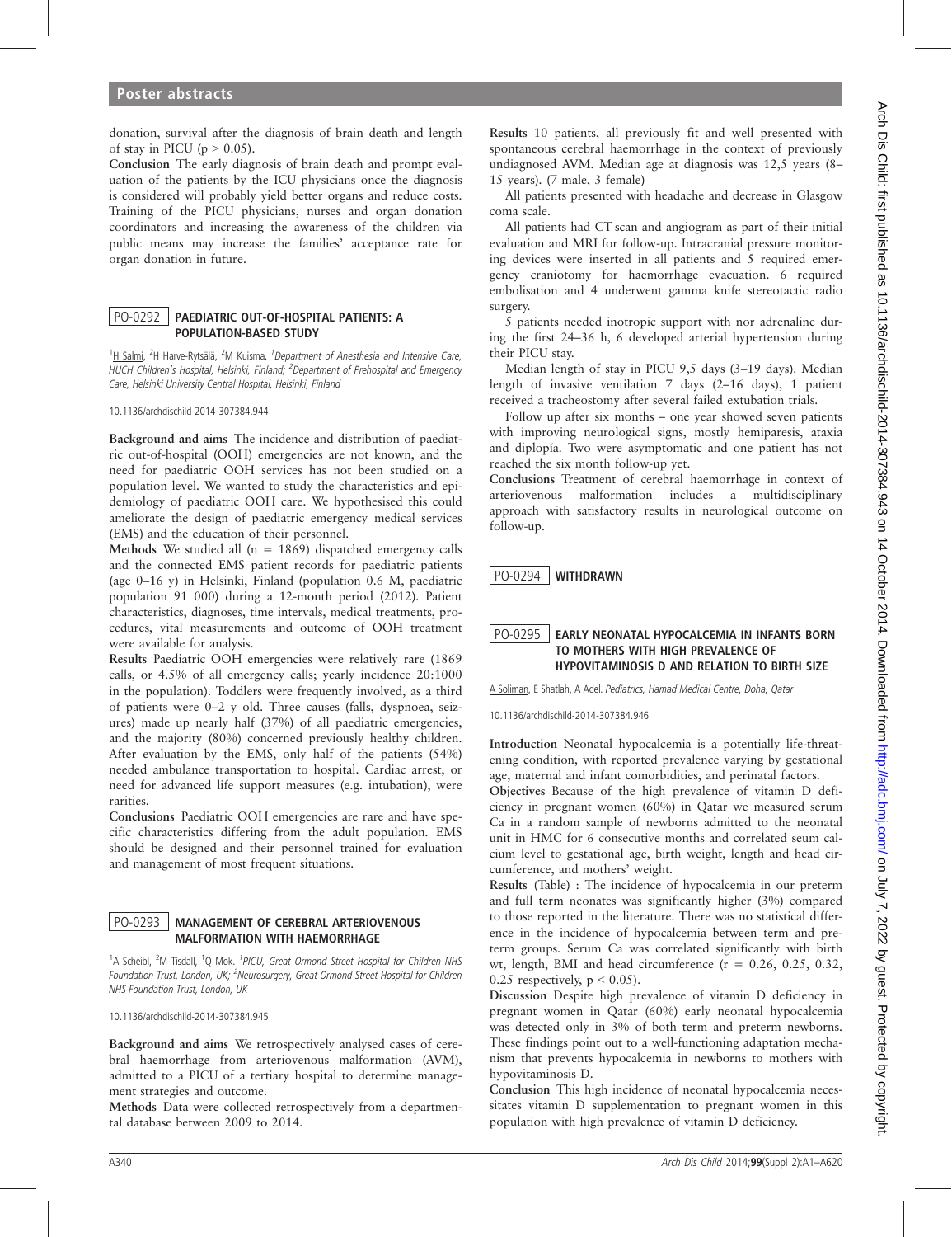donation, survival after the diagnosis of brain death and length of stay in PICU ($p > 0.05$).

**Conclusion** The early diagnosis of brain death and prompt evaluation of the patients by the ICU physicians once the diagnosis is considered will probably yield better organs and reduce costs. Training of the PICU physicians, nurses and organ donation coordinators and increasing the awareness of the children via public means may increase the families' acceptance rate for organ donation in future.

## PO-0292 PAEDIATRIC OUT-OF-HOSPITAL PATIENTS: A POPULATION-BASED STUDY

[1]H Salmi, [2]H Harve-Rytsälä, [2]M Kuisma. [1]*Department of Anesthesia and Intensive Care, HUCH Children's Hospital, Helsinki, Finland;* [2]*Department of Prehospital and Emergency Care, Helsinki University Central Hospital, Helsinki, Finland*

10.1136/archdischild-2014-307384.944

**Background and aims** The incidence and distribution of paediatric out-of-hospital (OOH) emergencies are not known, and the need for paediatric OOH services has not been studied on a population level. We wanted to study the characteristics and epidemiology of paediatric OOH care. We hypothesised this could ameliorate the design of paediatric emergency medical services (EMS) and the education of their personnel.

**Methods** We studied all (n = 1869) dispatched emergency calls and the connected EMS patient records for paediatric patients (age 0–16 y) in Helsinki, Finland (population 0.6 M, paediatric population 91 000) during a 12-month period (2012). Patient characteristics, diagnoses, time intervals, medical treatments, procedures, vital measurements and outcome of OOH treatment were available for analysis.

**Results** Paediatric OOH emergencies were relatively rare (1869 calls, or 4.5% of all emergency calls; yearly incidence 20:1000 in the population). Toddlers were frequently involved, as a third of patients were 0–2 y old. Three causes (falls, dyspnoea, seizures) made up nearly half (37%) of all paediatric emergencies, and the majority (80%) concerned previously healthy children. After evaluation by the EMS, only half of the patients (54%) needed ambulance transportation to hospital. Cardiac arrest, or need for advanced life support measures (e.g. intubation), were rarities.

**Conclusions** Paediatric OOH emergencies are rare and have specific characteristics differing from the adult population. EMS should be designed and their personnel trained for evaluation and management of most frequent situations.

## PO-0293 MANAGEMENT OF CEREBRAL ARTERIOVENOUS MALFORMATION WITH HAEMORRHAGE

[1]A Scheibl, [2]M Tisdall, [1]Q Mok. [1]*PICU, Great Ormond Street Hospital for Children NHS Foundation Trust, London, UK;* [2]*Neurosurgery, Great Ormond Street Hospital for Children NHS Foundation Trust, London, UK*

10.1136/archdischild-2014-307384.945

**Background and aims** We retrospectively analysed cases of cerebral haemorrhage from arteriovenous malformation (AVM), admitted to a PICU of a tertiary hospital to determine management strategies and outcome.

**Methods** Data were collected retrospectively from a departmental database between 2009 to 2014.

**Results** 10 patients, all previously fit and well presented with spontaneous cerebral haemorrhage in the context of previously undiagnosed AVM. Median age at diagnosis was 12,5 years (8–15 years). (7 male, 3 female)

All patients presented with headache and decrease in Glasgow coma scale.

All patients had CT scan and angiogram as part of their initial evaluation and MRI for follow-up. Intracranial pressure monitoring devices were inserted in all patients and 5 required emergency craniotomy for haemorrhage evacuation. 6 required embolisation and 4 underwent gamma knife stereotactic radio surgery.

5 patients needed inotropic support with nor adrenaline during the first 24–36 h, 6 developed arterial hypertension during their PICU stay.

Median length of stay in PICU 9,5 days (3–19 days). Median length of invasive ventilation 7 days (2–16 days), 1 patient received a tracheostomy after several failed extubation trials.

Follow up after six months – one year showed seven patients with improving neurological signs, mostly hemiparesis, ataxia and diplopía. Two were asymptomatic and one patient has not reached the six month follow-up yet.

**Conclusions** Treatment of cerebral haemorrhage in context of arteriovenous malformation includes a multidisciplinary approach with satisfactory results in neurological outcome on follow-up.

## PO-0294 WITHDRAWN

## PO-0295 EARLY NEONATAL HYPOCALCEMIA IN INFANTS BORN TO MOTHERS WITH HIGH PREVALENCE OF HYPOVITAMINOSIS D AND RELATION TO BIRTH SIZE

A Soliman, E Shatlah, A Adel. *Pediatrics, Hamad Medical Centre, Doha, Qatar*

10.1136/archdischild-2014-307384.946

**Introduction** Neonatal hypocalcemia is a potentially life-threatening condition, with reported prevalence varying by gestational age, maternal and infant comorbidities, and perinatal factors.

**Objectives** Because of the high prevalence of vitamin D deficiency in pregnant women (60%) in Qatar we measured serum Ca in a random sample of newborns admitted to the neonatal unit in HMC for 6 consecutive months and correlated seum calcium level to gestational age, birth weight, length and head circumference, and mothers' weight.

**Results** (Table) : The incidence of hypocalcemia in our preterm and full term neonates was significantly higher (3%) compared to those reported in the literature. There was no statistical difference in the incidence of hypocalcemia between term and preterm groups. Serum Ca was correlated significantly with birth wt, length, BMI and head circumference ($r = 0.26, 0.25, 0.32, 0.25$ respectively, $p < 0.05$).

**Discussion** Despite high prevalence of vitamin D deficiency in pregnant women in Qatar (60%) early neonatal hypocalcemia was detected only in 3% of both term and preterm newborns. These findings point out to a well-functioning adaptation mechanism that prevents hypocalcemia in newborns to mothers with hypovitaminosis D.

**Conclusion** This high incidence of neonatal hypocalcemia necessitates vitamin D supplementation to pregnant women in this population with high prevalence of vitamin D deficiency.